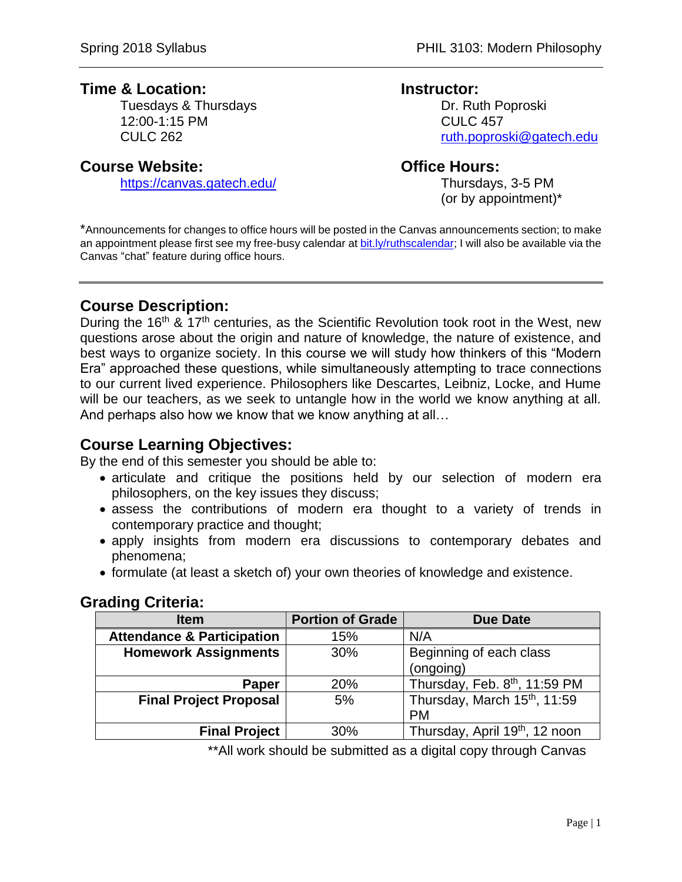## Time & Location:

Tuesdays & Thursdays
12:00-1:15 PM
CULC 262

## Instructor:

Dr. Ruth Poproski
CULC 457
ruth.poproski@gatech.edu

## Course Website:

https://canvas.gatech.edu/

## Office Hours:

Thursdays, 3-5 PM
(or by appointment)*

*Announcements for changes to office hours will be posted in the Canvas announcements section; to make an appointment please first see my free-busy calendar at bit.ly/ruthscalendar; I will also be available via the Canvas "chat" feature during office hours.

---

## Course Description:

During the 16th & 17th centuries, as the Scientific Revolution took root in the West, new questions arose about the origin and nature of knowledge, the nature of existence, and best ways to organize society. In this course we will study how thinkers of this "Modern Era" approached these questions, while simultaneously attempting to trace connections to our current lived experience. Philosophers like Descartes, Leibniz, Locke, and Hume will be our teachers, as we seek to untangle how in the world we know anything at all. And perhaps also how we know that we know anything at all…

## Course Learning Objectives:

By the end of this semester you should be able to:

- articulate and critique the positions held by our selection of modern era philosophers, on the key issues they discuss;
- assess the contributions of modern era thought to a variety of trends in contemporary practice and thought;
- apply insights from modern era discussions to contemporary debates and phenomena;
- formulate (at least a sketch of) your own theories of knowledge and existence.

## Grading Criteria:

| Item | Portion of Grade | Due Date |
| --- | --- | --- |
| **Attendance & Participation** | 15% | N/A |
| **Homework Assignments** | 30% | Beginning of each class (ongoing) |
| **Paper** | 20% | Thursday, Feb. 8th, 11:59 PM |
| **Final Project Proposal** | 5% | Thursday, March 15th, 11:59 PM |
| **Final Project** | 30% | Thursday, April 19th, 12 noon |

**All work should be submitted as a digital copy through Canvas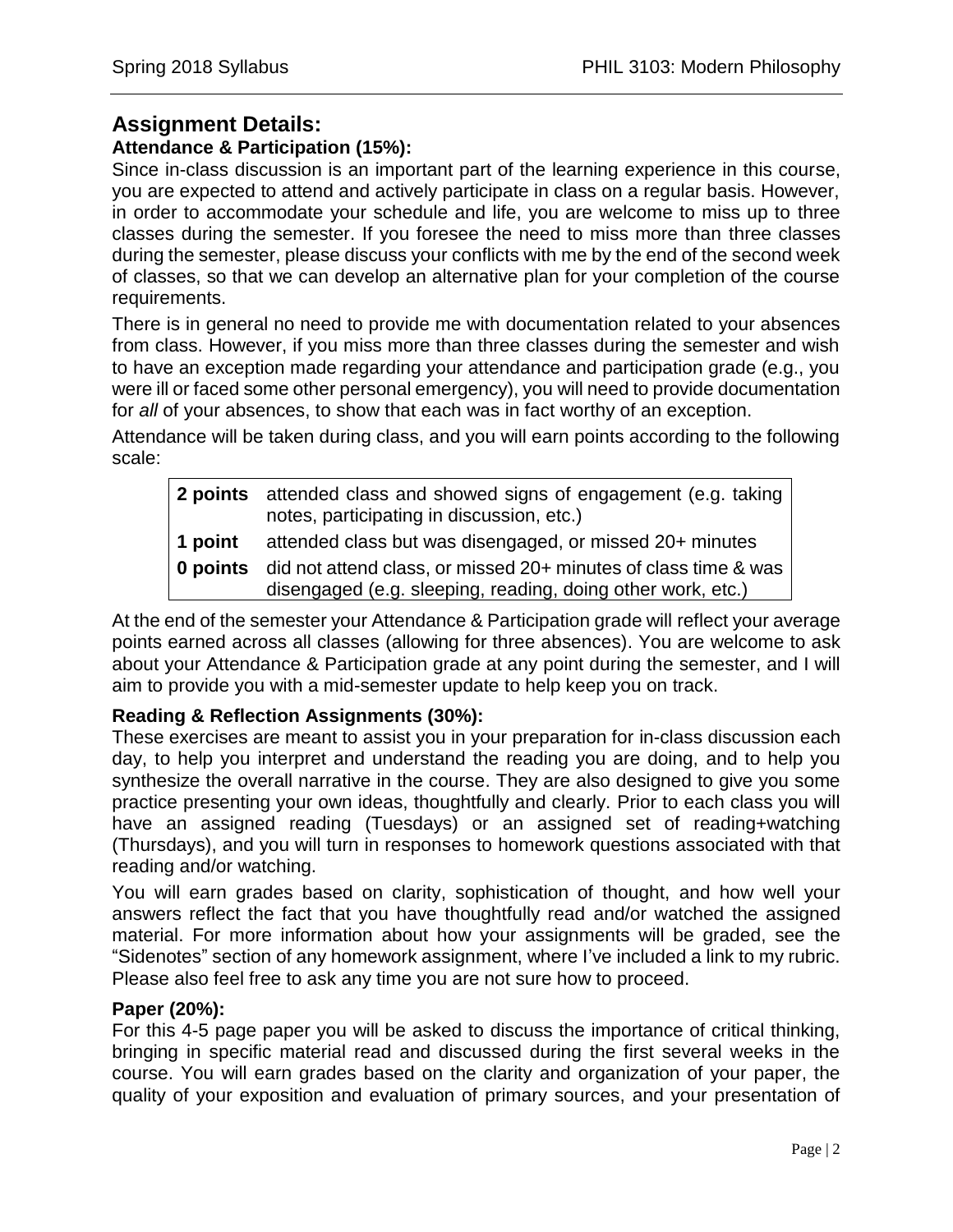## Assignment Details:

### Attendance & Participation (15%):

Since in-class discussion is an important part of the learning experience in this course, you are expected to attend and actively participate in class on a regular basis. However, in order to accommodate your schedule and life, you are welcome to miss up to three classes during the semester. If you foresee the need to miss more than three classes during the semester, please discuss your conflicts with me by the end of the second week of classes, so that we can develop an alternative plan for your completion of the course requirements.

There is in general no need to provide me with documentation related to your absences from class. However, if you miss more than three classes during the semester and wish to have an exception made regarding your attendance and participation grade (e.g., you were ill or faced some other personal emergency), you will need to provide documentation for *all* of your absences, to show that each was in fact worthy of an exception.

Attendance will be taken during class, and you will earn points according to the following scale:

| Points | Description |
|---|---|
| **2 points** | attended class and showed signs of engagement (e.g. taking notes, participating in discussion, etc.) |
| **1 point** | attended class but was disengaged, or missed 20+ minutes |
| **0 points** | did not attend class, or missed 20+ minutes of class time & was disengaged (e.g. sleeping, reading, doing other work, etc.) |

At the end of the semester your Attendance & Participation grade will reflect your average points earned across all classes (allowing for three absences). You are welcome to ask about your Attendance & Participation grade at any point during the semester, and I will aim to provide you with a mid-semester update to help keep you on track.

### Reading & Reflection Assignments (30%):

These exercises are meant to assist you in your preparation for in-class discussion each day, to help you interpret and understand the reading you are doing, and to help you synthesize the overall narrative in the course. They are also designed to give you some practice presenting your own ideas, thoughtfully and clearly. Prior to each class you will have an assigned reading (Tuesdays) or an assigned set of reading+watching (Thursdays), and you will turn in responses to homework questions associated with that reading and/or watching.

You will earn grades based on clarity, sophistication of thought, and how well your answers reflect the fact that you have thoughtfully read and/or watched the assigned material. For more information about how your assignments will be graded, see the "Sidenotes" section of any homework assignment, where I've included a link to my rubric. Please also feel free to ask any time you are not sure how to proceed.

### Paper (20%):

For this 4-5 page paper you will be asked to discuss the importance of critical thinking, bringing in specific material read and discussed during the first several weeks in the course. You will earn grades based on the clarity and organization of your paper, the quality of your exposition and evaluation of primary sources, and your presentation of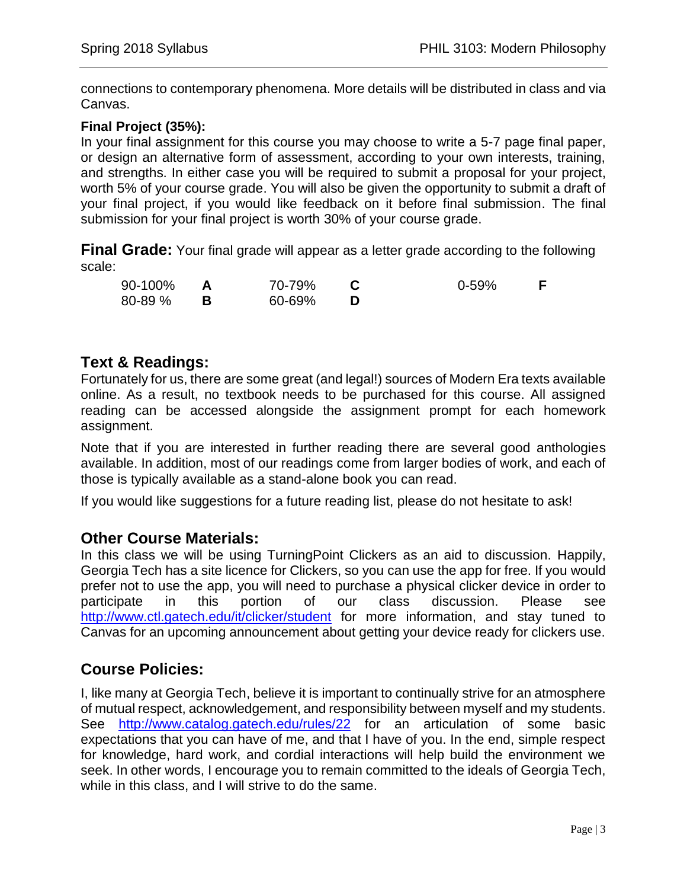connections to contemporary phenomena. More details will be distributed in class and via Canvas.

**Final Project (35%):**
In your final assignment for this course you may choose to write a 5-7 page final paper, or design an alternative form of assessment, according to your own interests, training, and strengths. In either case you will be required to submit a proposal for your project, worth 5% of your course grade. You will also be given the opportunity to submit a draft of your final project, if you would like feedback on it before final submission. The final submission for your final project is worth 30% of your course grade.

**Final Grade:** Your final grade will appear as a letter grade according to the following scale:

| | | | | | |
|---|---|---|---|---|---|
| 90-100% | **A** | 70-79% | **C** | 0-59% | **F** |
| 80-89 % | **B** | 60-69% | **D** | | |

## Text & Readings:

Fortunately for us, there are some great (and legal!) sources of Modern Era texts available online. As a result, no textbook needs to be purchased for this course. All assigned reading can be accessed alongside the assignment prompt for each homework assignment.

Note that if you are interested in further reading there are several good anthologies available. In addition, most of our readings come from larger bodies of work, and each of those is typically available as a stand-alone book you can read.

If you would like suggestions for a future reading list, please do not hesitate to ask!

## Other Course Materials:

In this class we will be using TurningPoint Clickers as an aid to discussion. Happily, Georgia Tech has a site licence for Clickers, so you can use the app for free. If you would prefer not to use the app, you will need to purchase a physical clicker device in order to participate in this portion of our class discussion. Please see http://www.ctl.gatech.edu/it/clicker/student for more information, and stay tuned to Canvas for an upcoming announcement about getting your device ready for clickers use.

## Course Policies:

I, like many at Georgia Tech, believe it is important to continually strive for an atmosphere of mutual respect, acknowledgement, and responsibility between myself and my students. See http://www.catalog.gatech.edu/rules/22 for an articulation of some basic expectations that you can have of me, and that I have of you. In the end, simple respect for knowledge, hard work, and cordial interactions will help build the environment we seek. In other words, I encourage you to remain committed to the ideals of Georgia Tech, while in this class, and I will strive to do the same.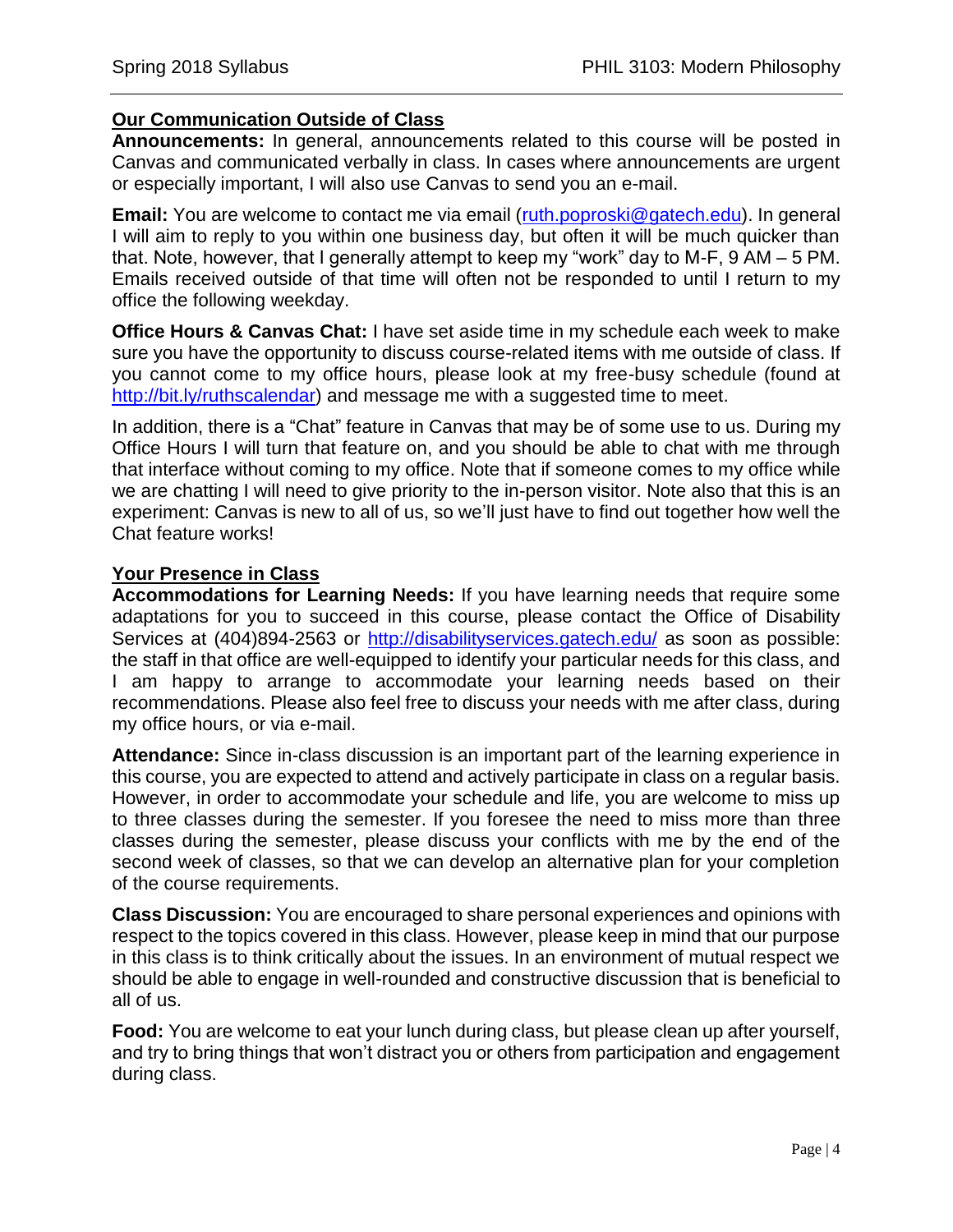## Our Communication Outside of Class

**Announcements:** In general, announcements related to this course will be posted in Canvas and communicated verbally in class. In cases where announcements are urgent or especially important, I will also use Canvas to send you an e-mail.

**Email:** You are welcome to contact me via email (ruth.poproski@gatech.edu). In general I will aim to reply to you within one business day, but often it will be much quicker than that. Note, however, that I generally attempt to keep my "work" day to M-F, 9 AM – 5 PM. Emails received outside of that time will often not be responded to until I return to my office the following weekday.

**Office Hours & Canvas Chat:** I have set aside time in my schedule each week to make sure you have the opportunity to discuss course-related items with me outside of class. If you cannot come to my office hours, please look at my free-busy schedule (found at http://bit.ly/ruthscalendar) and message me with a suggested time to meet.

In addition, there is a "Chat" feature in Canvas that may be of some use to us. During my Office Hours I will turn that feature on, and you should be able to chat with me through that interface without coming to my office. Note that if someone comes to my office while we are chatting I will need to give priority to the in-person visitor. Note also that this is an experiment: Canvas is new to all of us, so we'll just have to find out together how well the Chat feature works!

## Your Presence in Class

**Accommodations for Learning Needs:** If you have learning needs that require some adaptations for you to succeed in this course, please contact the Office of Disability Services at (404)894-2563 or http://disabilityservices.gatech.edu/ as soon as possible: the staff in that office are well-equipped to identify your particular needs for this class, and I am happy to arrange to accommodate your learning needs based on their recommendations. Please also feel free to discuss your needs with me after class, during my office hours, or via e-mail.

**Attendance:** Since in-class discussion is an important part of the learning experience in this course, you are expected to attend and actively participate in class on a regular basis. However, in order to accommodate your schedule and life, you are welcome to miss up to three classes during the semester. If you foresee the need to miss more than three classes during the semester, please discuss your conflicts with me by the end of the second week of classes, so that we can develop an alternative plan for your completion of the course requirements.

**Class Discussion:** You are encouraged to share personal experiences and opinions with respect to the topics covered in this class. However, please keep in mind that our purpose in this class is to think critically about the issues. In an environment of mutual respect we should be able to engage in well-rounded and constructive discussion that is beneficial to all of us.

**Food:** You are welcome to eat your lunch during class, but please clean up after yourself, and try to bring things that won't distract you or others from participation and engagement during class.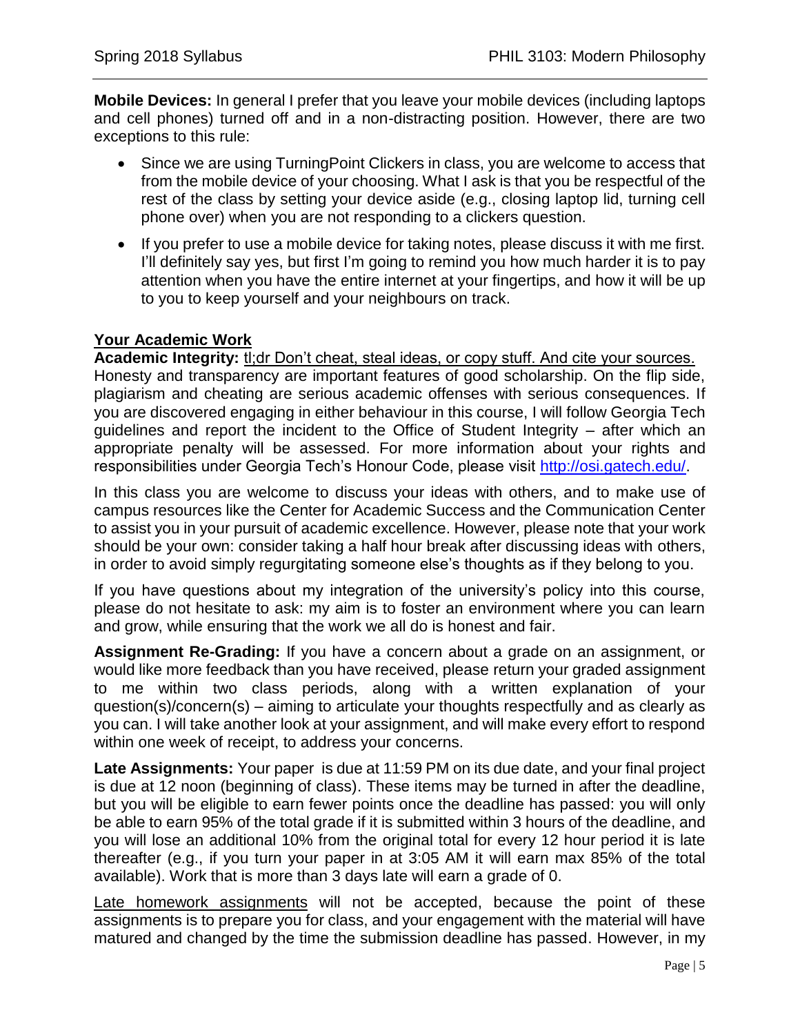**Mobile Devices:** In general I prefer that you leave your mobile devices (including laptops and cell phones) turned off and in a non-distracting position. However, there are two exceptions to this rule:

- Since we are using TurningPoint Clickers in class, you are welcome to access that from the mobile device of your choosing. What I ask is that you be respectful of the rest of the class by setting your device aside (e.g., closing laptop lid, turning cell phone over) when you are not responding to a clickers question.
- If you prefer to use a mobile device for taking notes, please discuss it with me first. I'll definitely say yes, but first I'm going to remind you how much harder it is to pay attention when you have the entire internet at your fingertips, and how it will be up to you to keep yourself and your neighbours on track.

## Your Academic Work

**Academic Integrity:** tl;dr Don't cheat, steal ideas, or copy stuff. And cite your sources. Honesty and transparency are important features of good scholarship. On the flip side, plagiarism and cheating are serious academic offenses with serious consequences. If you are discovered engaging in either behaviour in this course, I will follow Georgia Tech guidelines and report the incident to the Office of Student Integrity – after which an appropriate penalty will be assessed. For more information about your rights and responsibilities under Georgia Tech's Honour Code, please visit http://osi.gatech.edu/.

In this class you are welcome to discuss your ideas with others, and to make use of campus resources like the Center for Academic Success and the Communication Center to assist you in your pursuit of academic excellence. However, please note that your work should be your own: consider taking a half hour break after discussing ideas with others, in order to avoid simply regurgitating someone else's thoughts as if they belong to you.

If you have questions about my integration of the university's policy into this course, please do not hesitate to ask: my aim is to foster an environment where you can learn and grow, while ensuring that the work we all do is honest and fair.

**Assignment Re-Grading:** If you have a concern about a grade on an assignment, or would like more feedback than you have received, please return your graded assignment to me within two class periods, along with a written explanation of your question(s)/concern(s) – aiming to articulate your thoughts respectfully and as clearly as you can. I will take another look at your assignment, and will make every effort to respond within one week of receipt, to address your concerns.

**Late Assignments:** Your paper is due at 11:59 PM on its due date, and your final project is due at 12 noon (beginning of class). These items may be turned in after the deadline, but you will be eligible to earn fewer points once the deadline has passed: you will only be able to earn 95% of the total grade if it is submitted within 3 hours of the deadline, and you will lose an additional 10% from the original total for every 12 hour period it is late thereafter (e.g., if you turn your paper in at 3:05 AM it will earn max 85% of the total available). Work that is more than 3 days late will earn a grade of 0.

Late homework assignments will not be accepted, because the point of these assignments is to prepare you for class, and your engagement with the material will have matured and changed by the time the submission deadline has passed. However, in my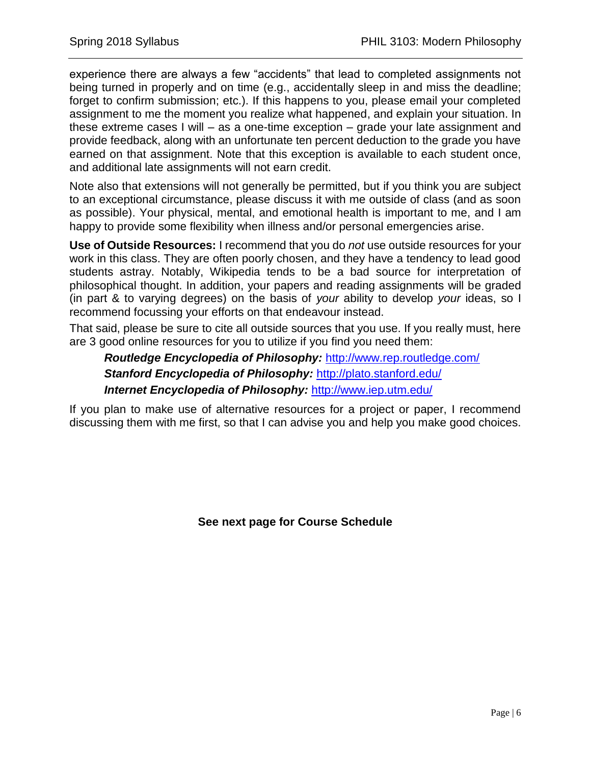experience there are always a few "accidents" that lead to completed assignments not being turned in properly and on time (e.g., accidentally sleep in and miss the deadline; forget to confirm submission; etc.). If this happens to you, please email your completed assignment to me the moment you realize what happened, and explain your situation. In these extreme cases I will – as a one-time exception – grade your late assignment and provide feedback, along with an unfortunate ten percent deduction to the grade you have earned on that assignment. Note that this exception is available to each student once, and additional late assignments will not earn credit.

Note also that extensions will not generally be permitted, but if you think you are subject to an exceptional circumstance, please discuss it with me outside of class (and as soon as possible). Your physical, mental, and emotional health is important to me, and I am happy to provide some flexibility when illness and/or personal emergencies arise.

**Use of Outside Resources:** I recommend that you do *not* use outside resources for your work in this class. They are often poorly chosen, and they have a tendency to lead good students astray. Notably, Wikipedia tends to be a bad source for interpretation of philosophical thought. In addition, your papers and reading assignments will be graded (in part & to varying degrees) on the basis of *your* ability to develop *your* ideas, so I recommend focussing your efforts on that endeavour instead.

That said, please be sure to cite all outside sources that you use. If you really must, here are 3 good online resources for you to utilize if you find you need them:

> ***Routledge Encyclopedia of Philosophy:*** http://www.rep.routledge.com/
> ***Stanford Encyclopedia of Philosophy:*** http://plato.stanford.edu/
> ***Internet Encyclopedia of Philosophy:*** http://www.iep.utm.edu/

If you plan to make use of alternative resources for a project or paper, I recommend discussing them with me first, so that I can advise you and help you make good choices.

**See next page for Course Schedule**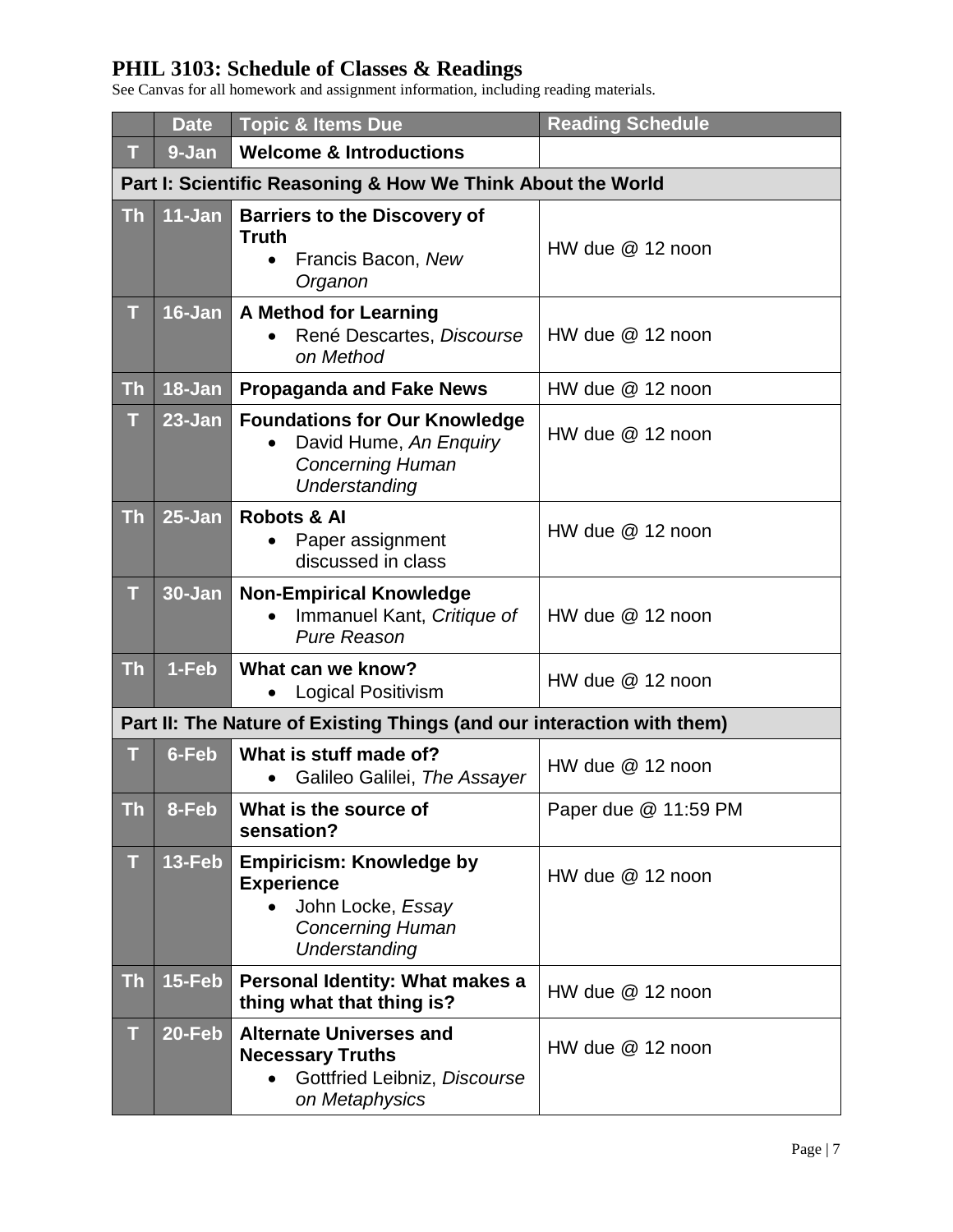# PHIL 3103: Schedule of Classes & Readings

See Canvas for all homework and assignment information, including reading materials.

| | Date | Topic & Items Due | Reading Schedule |
|---|---|---|---|
| T | 9-Jan | **Welcome & Introductions** | |
| **Part I: Scientific Reasoning & How We Think About the World** | | | |
| Th | 11-Jan | **Barriers to the Discovery of Truth** <br>• Francis Bacon, *New Organon* | HW due @ 12 noon |
| T | 16-Jan | **A Method for Learning** <br>• René Descartes, *Discourse on Method* | HW due @ 12 noon |
| Th | 18-Jan | **Propaganda and Fake News** | HW due @ 12 noon |
| T | 23-Jan | **Foundations for Our Knowledge** <br>• David Hume, *An Enquiry Concerning Human Understanding* | HW due @ 12 noon |
| Th | 25-Jan | **Robots & AI** <br>• Paper assignment discussed in class | HW due @ 12 noon |
| T | 30-Jan | **Non-Empirical Knowledge** <br>• Immanuel Kant, *Critique of Pure Reason* | HW due @ 12 noon |
| Th | 1-Feb | **What can we know?** <br>• Logical Positivism | HW due @ 12 noon |
| **Part II: The Nature of Existing Things (and our interaction with them)** | | | |
| T | 6-Feb | **What is stuff made of?** <br>• Galileo Galilei, *The Assayer* | HW due @ 12 noon |
| Th | 8-Feb | **What is the source of sensation?** | Paper due @ 11:59 PM |
| T | 13-Feb | **Empiricism: Knowledge by Experience** <br>• John Locke, *Essay Concerning Human Understanding* | HW due @ 12 noon |
| Th | 15-Feb | **Personal Identity: What makes a thing what that thing is?** | HW due @ 12 noon |
| T | 20-Feb | **Alternate Universes and Necessary Truths** <br>• Gottfried Leibniz, *Discourse on Metaphysics* | HW due @ 12 noon |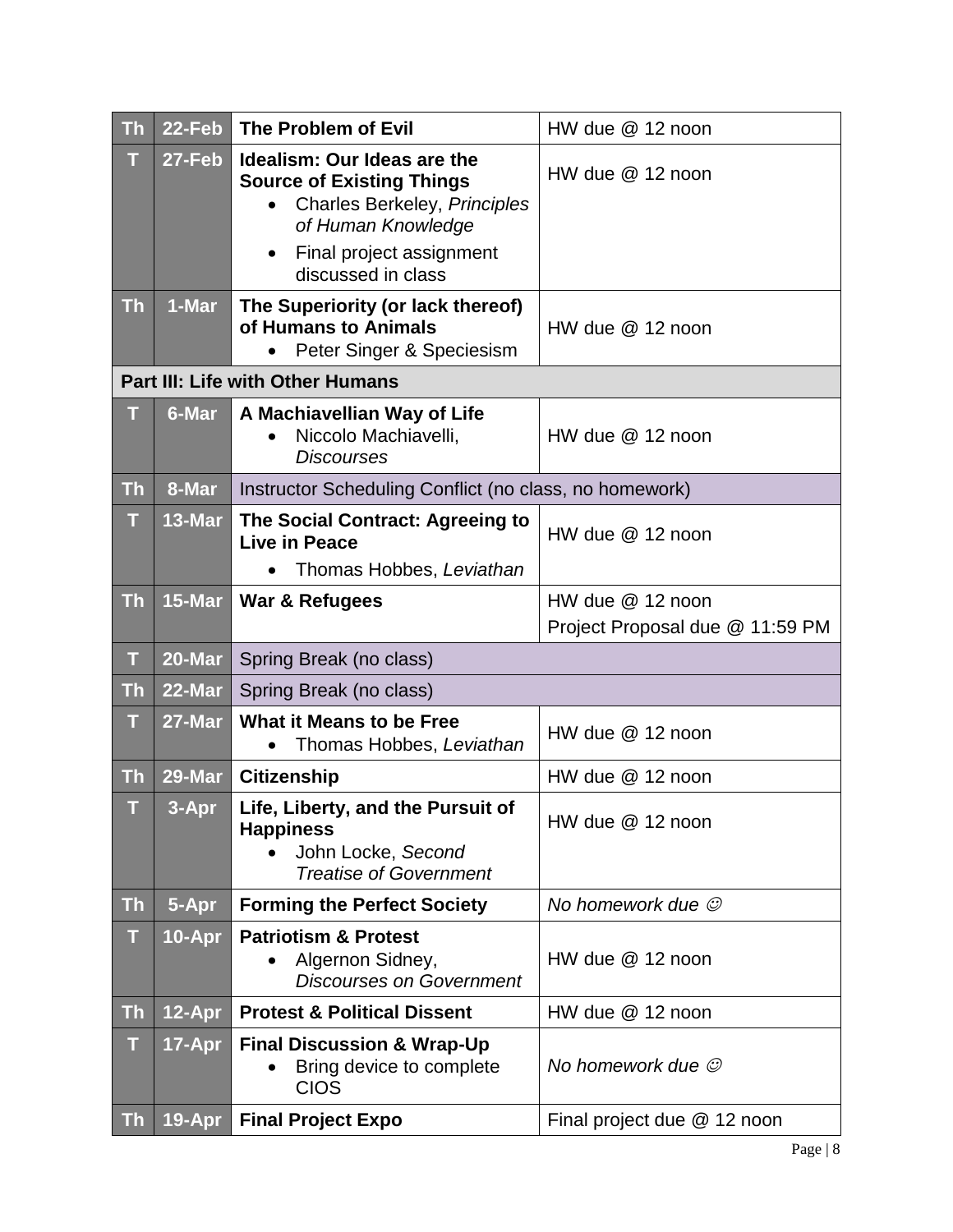| | | | |
|---|---|---|---|
| Th | 22-Feb | **The Problem of Evil** | HW due @ 12 noon |
| T | 27-Feb | **Idealism: Our Ideas are the Source of Existing Things**<br>• Charles Berkeley, *Principles of Human Knowledge*<br>• Final project assignment discussed in class | HW due @ 12 noon |
| Th | 1-Mar | **The Superiority (or lack thereof) of Humans to Animals**<br>• Peter Singer & Speciesism | HW due @ 12 noon |
| **Part III: Life with Other Humans** | | | |
| T | 6-Mar | **A Machiavellian Way of Life**<br>• Niccolo Machiavelli, *Discourses* | HW due @ 12 noon |
| Th | 8-Mar | Instructor Scheduling Conflict (no class, no homework) | |
| T | 13-Mar | **The Social Contract: Agreeing to Live in Peace**<br>• Thomas Hobbes, *Leviathan* | HW due @ 12 noon |
| Th | 15-Mar | **War & Refugees** | HW due @ 12 noon<br>Project Proposal due @ 11:59 PM |
| T | 20-Mar | Spring Break (no class) | |
| Th | 22-Mar | Spring Break (no class) | |
| T | 27-Mar | **What it Means to be Free**<br>• Thomas Hobbes, *Leviathan* | HW due @ 12 noon |
| Th | 29-Mar | **Citizenship** | HW due @ 12 noon |
| T | 3-Apr | **Life, Liberty, and the Pursuit of Happiness**<br>• John Locke, *Second Treatise of Government* | HW due @ 12 noon |
| Th | 5-Apr | **Forming the Perfect Society** | *No homework due ☺* |
| T | 10-Apr | **Patriotism & Protest**<br>• Algernon Sidney, *Discourses on Government* | HW due @ 12 noon |
| Th | 12-Apr | **Protest & Political Dissent** | HW due @ 12 noon |
| T | 17-Apr | **Final Discussion & Wrap-Up**<br>• Bring device to complete CIOS | *No homework due ☺* |
| Th | 19-Apr | **Final Project Expo** | Final project due @ 12 noon |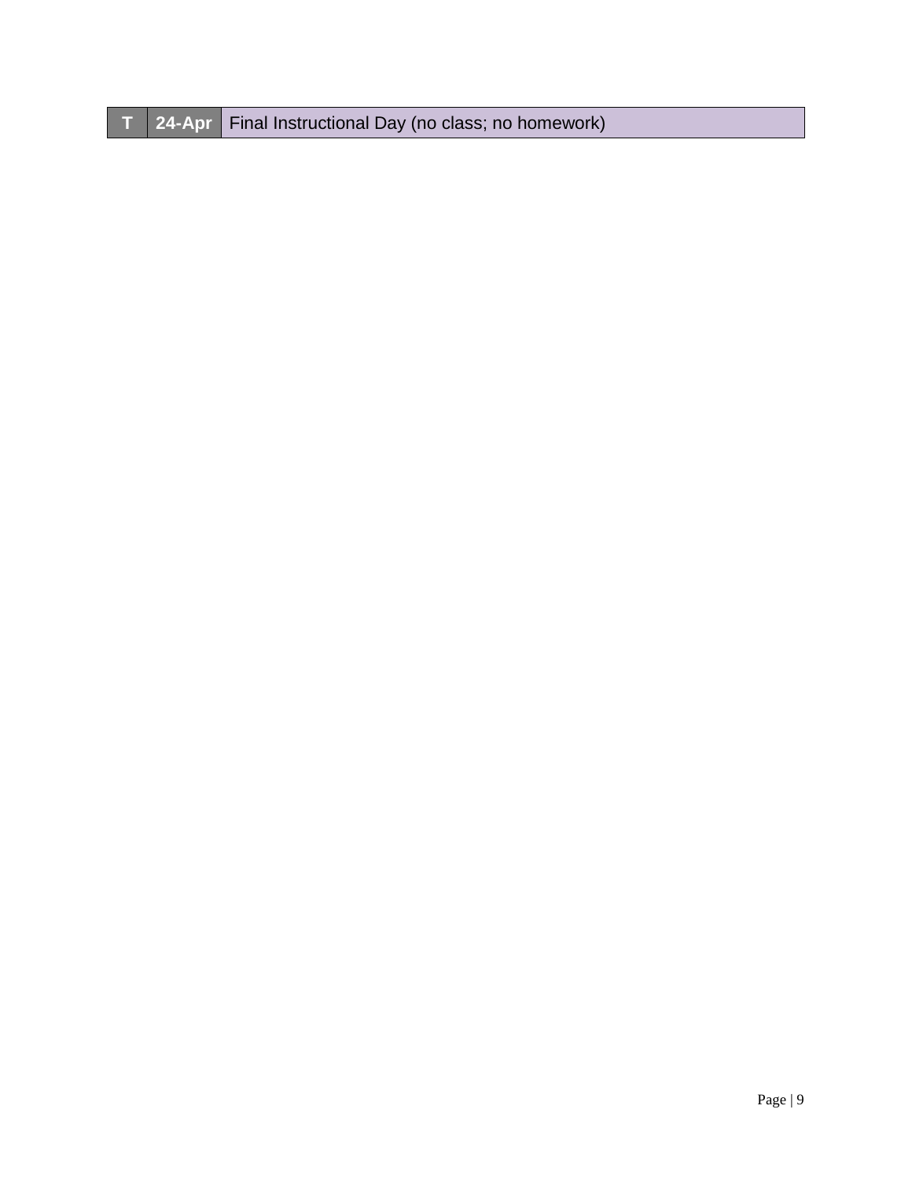| | | |
|---|---|---|
| **T** | **24-Apr** | Final Instructional Day (no class; no homework) |